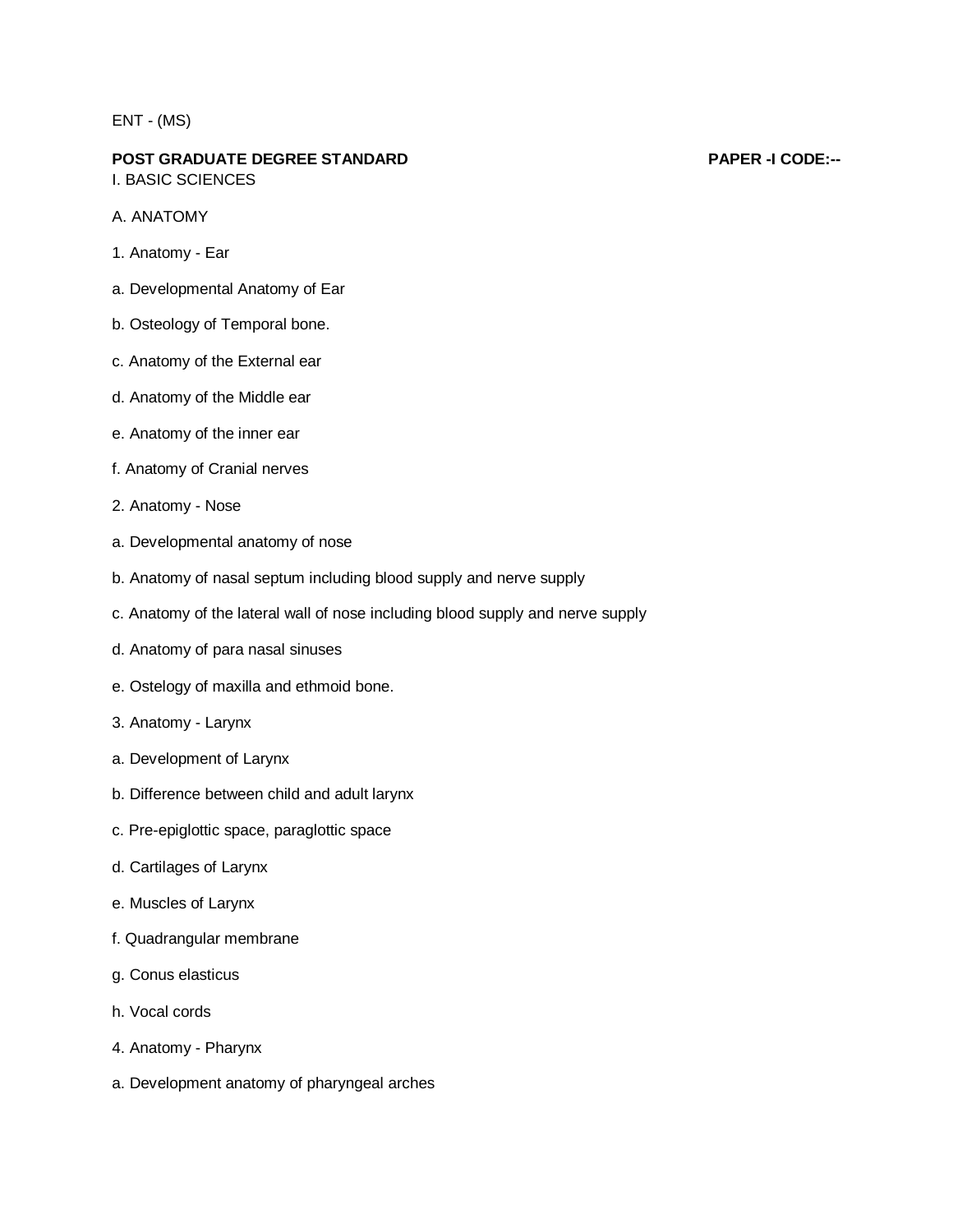ENT - (MS)

**POST GRADUATE DEGREE STANDARD** **PAPER -I CODE:--**

I. BASIC SCIENCES

A. ANATOMY

1. Anatomy - Ear

a. Developmental Anatomy of Ear

b. Osteology of Temporal bone.

c. Anatomy of the External ear

d. Anatomy of the Middle ear

e. Anatomy of the inner ear

f. Anatomy of Cranial nerves

2. Anatomy - Nose

a. Developmental anatomy of nose

b. Anatomy of nasal septum including blood supply and nerve supply

c. Anatomy of the lateral wall of nose including blood supply and nerve supply

d. Anatomy of para nasal sinuses

e. Ostelogy of maxilla and ethmoid bone.

3. Anatomy - Larynx

a. Development of Larynx

b. Difference between child and adult larynx

c. Pre-epiglottic space, paraglottic space

d. Cartilages of Larynx

e. Muscles of Larynx

f. Quadrangular membrane

g. Conus elasticus

h. Vocal cords

4. Anatomy - Pharynx

a. Development anatomy of pharyngeal arches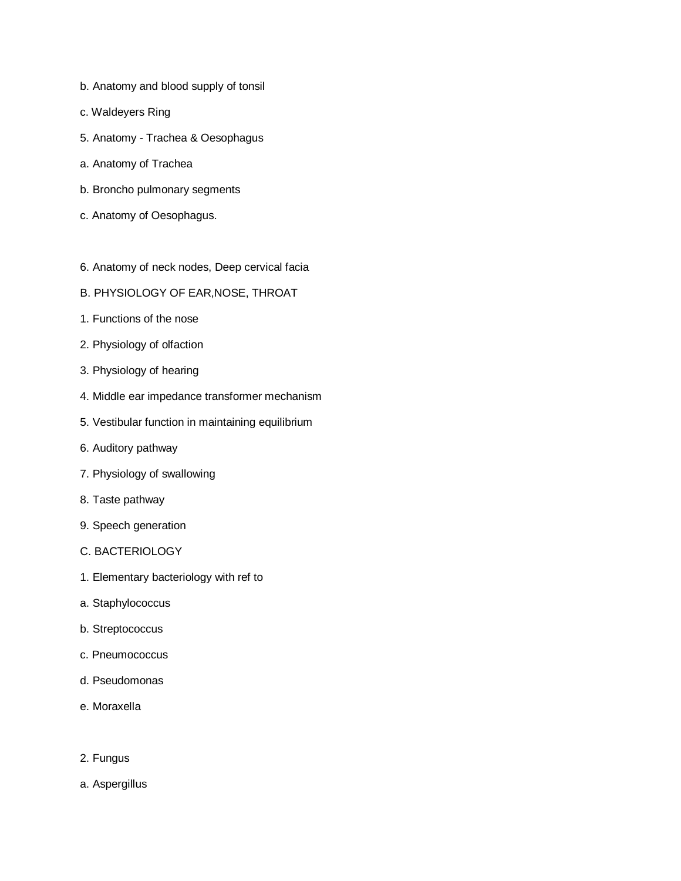b. Anatomy and blood supply of tonsil

c. Waldeyers Ring

5. Anatomy - Trachea & Oesophagus

a. Anatomy of Trachea

b. Broncho pulmonary segments

c. Anatomy of Oesophagus.

6. Anatomy of neck nodes, Deep cervical facia

B. PHYSIOLOGY OF EAR,NOSE, THROAT

1. Functions of the nose

2. Physiology of olfaction

3. Physiology of hearing

4. Middle ear impedance transformer mechanism

5. Vestibular function in maintaining equilibrium

6. Auditory pathway

7. Physiology of swallowing

8. Taste pathway

9. Speech generation

C. BACTERIOLOGY

1. Elementary bacteriology with ref to

a. Staphylococcus

b. Streptococcus

c. Pneumococcus

d. Pseudomonas

e. Moraxella

2. Fungus

a. Aspergillus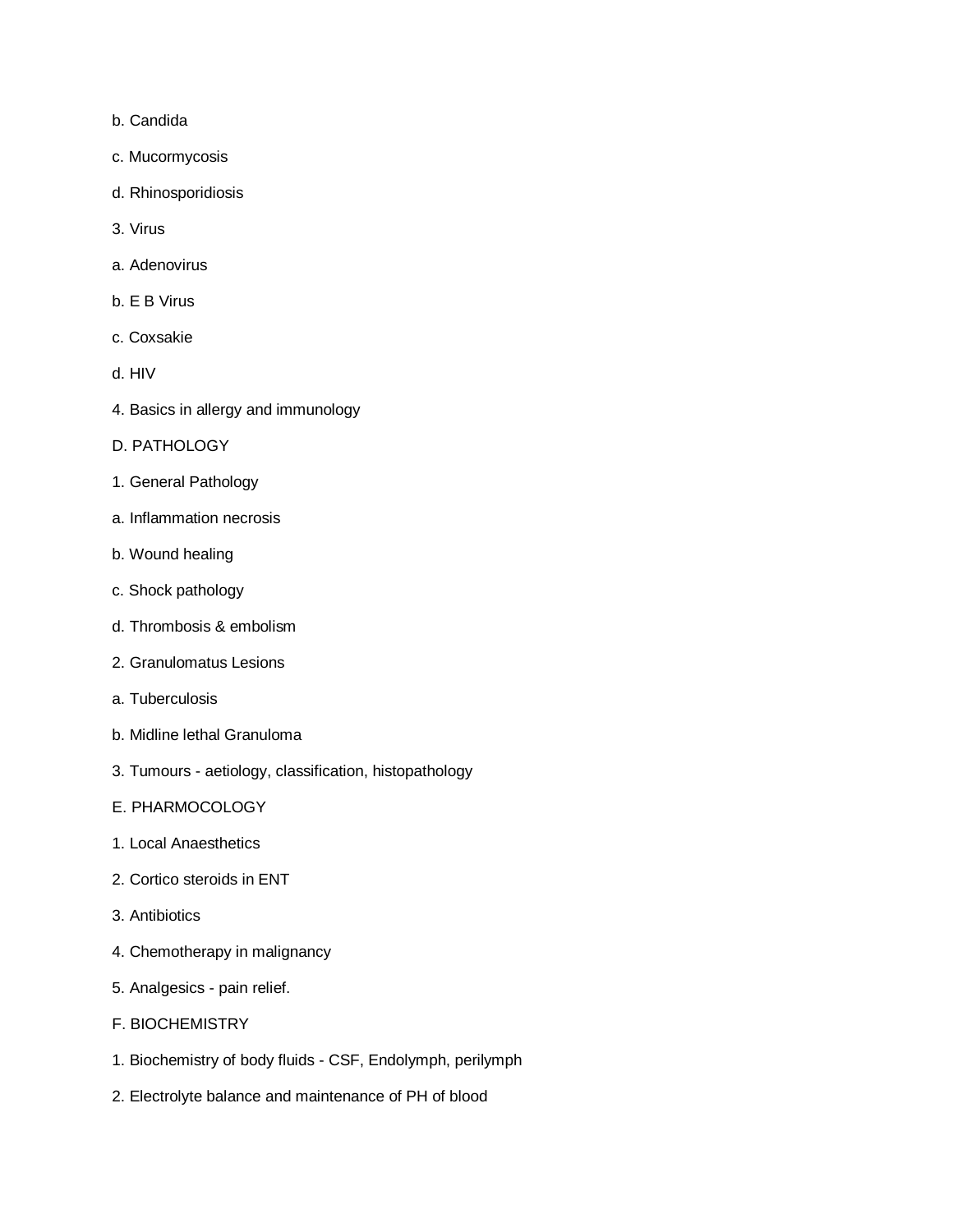b. Candida

c. Mucormycosis

d. Rhinosporidiosis

3. Virus

a. Adenovirus

b. E B Virus

c. Coxsakie

d. HIV

4. Basics in allergy and immunology

D. PATHOLOGY

1. General Pathology

a. Inflammation necrosis

b. Wound healing

c. Shock pathology

d. Thrombosis & embolism

2. Granulomatus Lesions

a. Tuberculosis

b. Midline lethal Granuloma

3. Tumours - aetiology, classification, histopathology

E. PHARMOCOLOGY

1. Local Anaesthetics

2. Cortico steroids in ENT

3. Antibiotics

4. Chemotherapy in malignancy

5. Analgesics - pain relief.

F. BIOCHEMISTRY

1. Biochemistry of body fluids - CSF, Endolymph, perilymph

2. Electrolyte balance and maintenance of PH of blood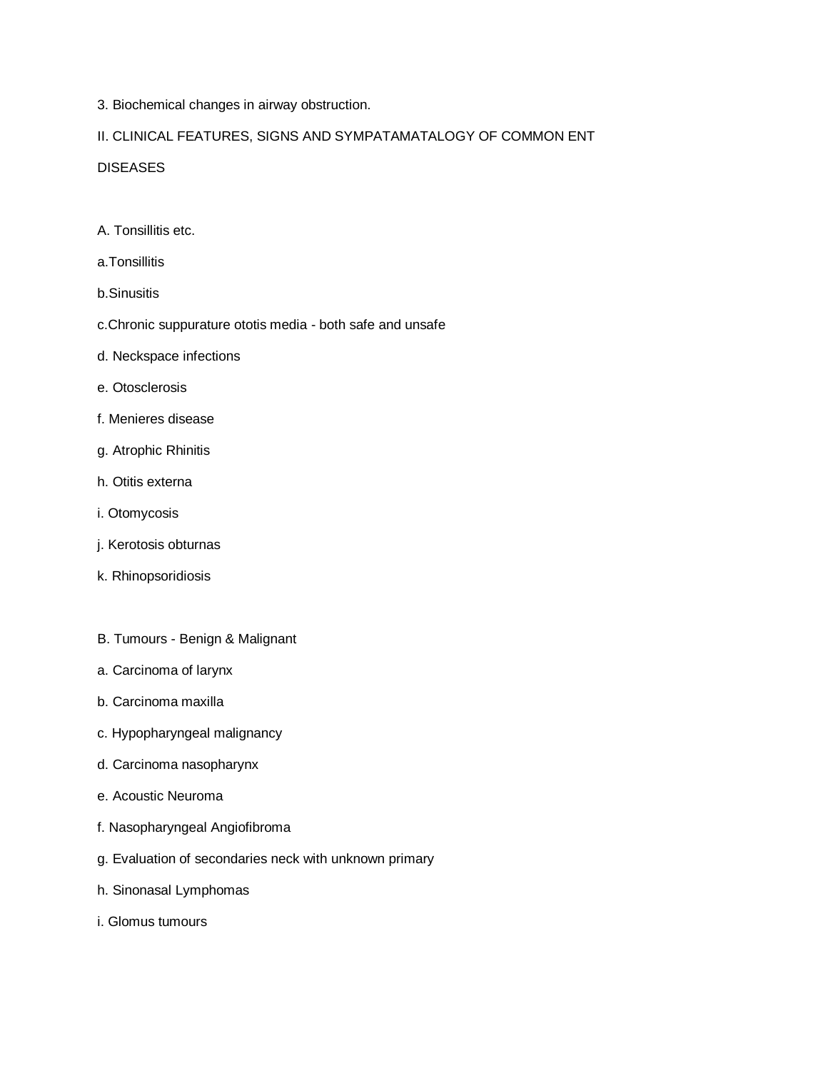3. Biochemical changes in airway obstruction.

## II. CLINICAL FEATURES, SIGNS AND SYMPATAMATALOGY OF COMMON ENT DISEASES

### A. Tonsillitis etc.

a.Tonsillitis

b.Sinusitis

c.Chronic suppurature ototis media - both safe and unsafe

d. Neckspace infections

e. Otosclerosis

f. Menieres disease

g. Atrophic Rhinitis

h. Otitis externa

i. Otomycosis

j. Kerotosis obturnas

k. Rhinopsoridiosis

### B. Tumours - Benign & Malignant

a. Carcinoma of larynx

b. Carcinoma maxilla

c. Hypopharyngeal malignancy

d. Carcinoma nasopharynx

e. Acoustic Neuroma

f. Nasopharyngeal Angiofibroma

g. Evaluation of secondaries neck with unknown primary

h. Sinonasal Lymphomas

i. Glomus tumours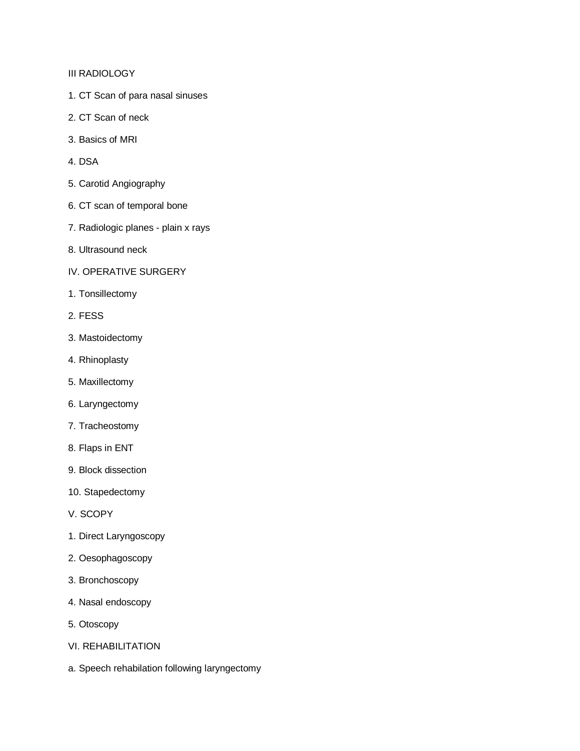## III RADIOLOGY

1. CT Scan of para nasal sinuses
2. CT Scan of neck
3. Basics of MRI
4. DSA
5. Carotid Angiography
6. CT scan of temporal bone
7. Radiologic planes - plain x rays
8. Ultrasound neck

## IV. OPERATIVE SURGERY

1. Tonsillectomy
2. FESS
3. Mastoidectomy
4. Rhinoplasty
5. Maxillectomy
6. Laryngectomy
7. Tracheostomy
8. Flaps in ENT
9. Block dissection
10. Stapedectomy

## V. SCOPY

1. Direct Laryngoscopy
2. Oesophagoscopy
3. Bronchoscopy
4. Nasal endoscopy
5. Otoscopy

## VI. REHABILITATION

a. Speech rehabilation following laryngectomy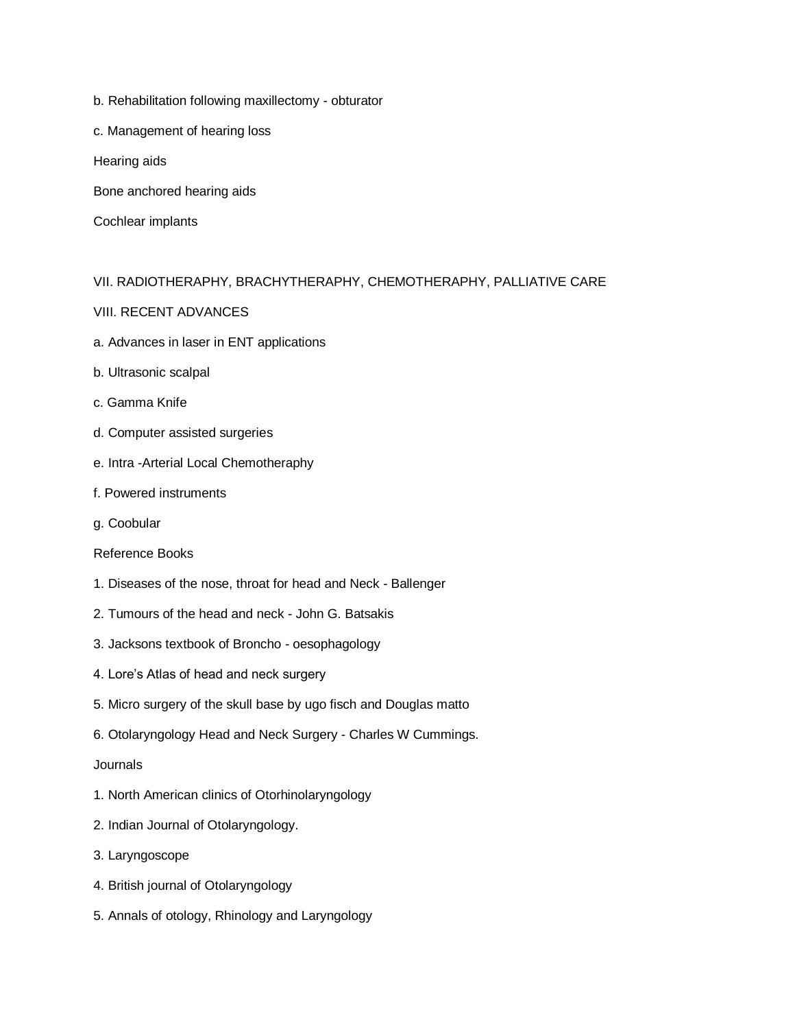b. Rehabilitation following maxillectomy - obturator

c. Management of hearing loss

Hearing aids

Bone anchored hearing aids

Cochlear implants

VII. RADIOTHERAPY, BRACHYTHERAPY, CHEMOTHERAPHY, PALLIATIVE CARE

VIII. RECENT ADVANCES

a. Advances in laser in ENT applications

b. Ultrasonic scalpal

c. Gamma Knife

d. Computer assisted surgeries

e. Intra -Arterial Local Chemotheraphy

f. Powered instruments

g. Coobular

Reference Books

1. Diseases of the nose, throat for head and Neck - Ballenger

2. Tumours of the head and neck - John G. Batsakis

3. Jacksons textbook of Broncho - oesophagology

4. Lore's Atlas of head and neck surgery

5. Micro surgery of the skull base by ugo fisch and Douglas matto

6. Otolaryngology Head and Neck Surgery - Charles W Cummings.

Journals

1. North American clinics of Otorhinolaryngology

2. Indian Journal of Otolaryngology.

3. Laryngoscope

4. British journal of Otolaryngology

5. Annals of otology, Rhinology and Laryngology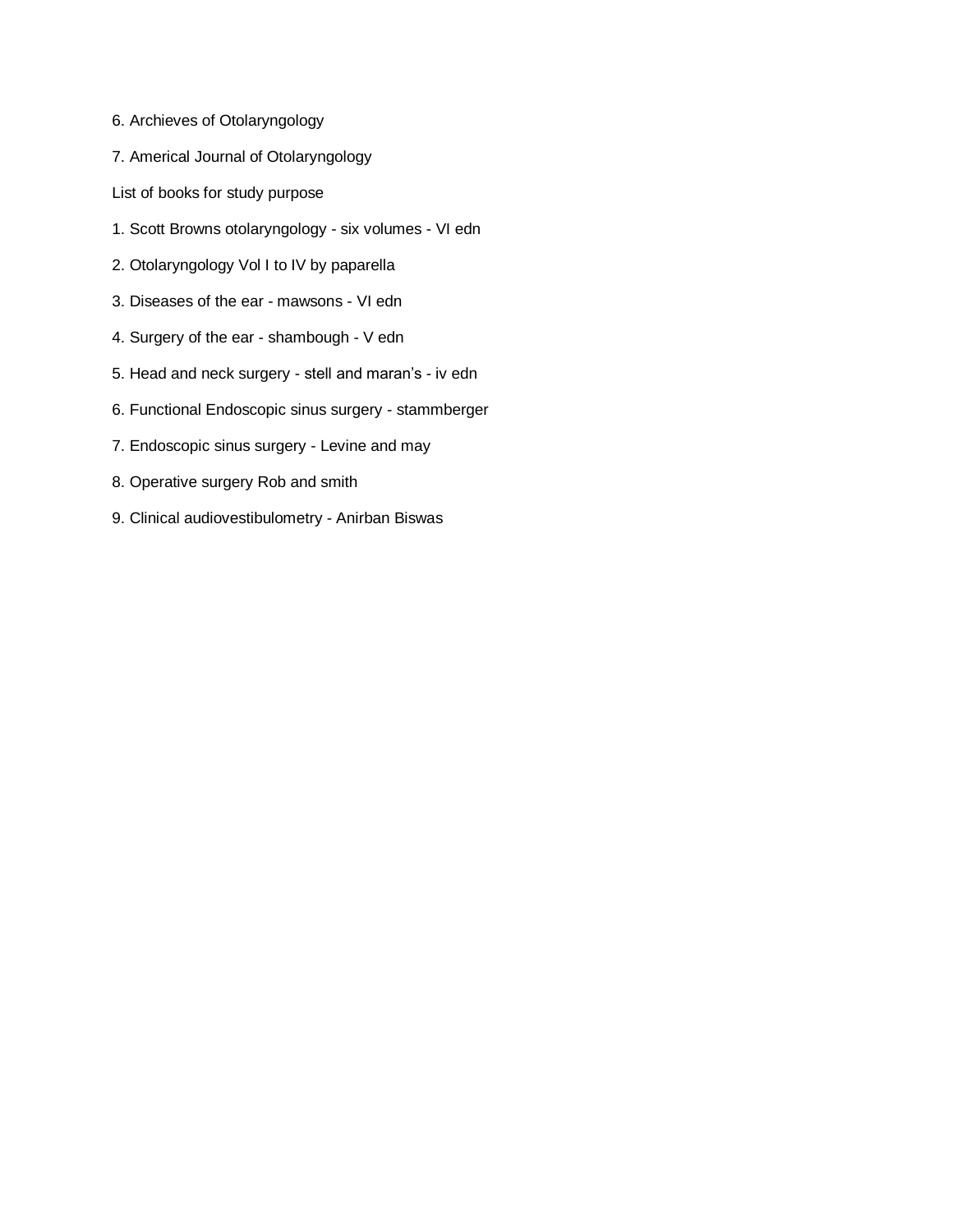6. Archieves of Otolaryngology

7. Americal Journal of Otolaryngology

List of books for study purpose

1. Scott Browns otolaryngology - six volumes - VI edn

2. Otolaryngology Vol I to IV by paparella

3. Diseases of the ear - mawsons - VI edn

4. Surgery of the ear - shambough - V edn

5. Head and neck surgery - stell and maran's - iv edn

6. Functional Endoscopic sinus surgery - stammberger

7. Endoscopic sinus surgery - Levine and may

8. Operative surgery Rob and smith

9. Clinical audiovestibulometry - Anirban Biswas